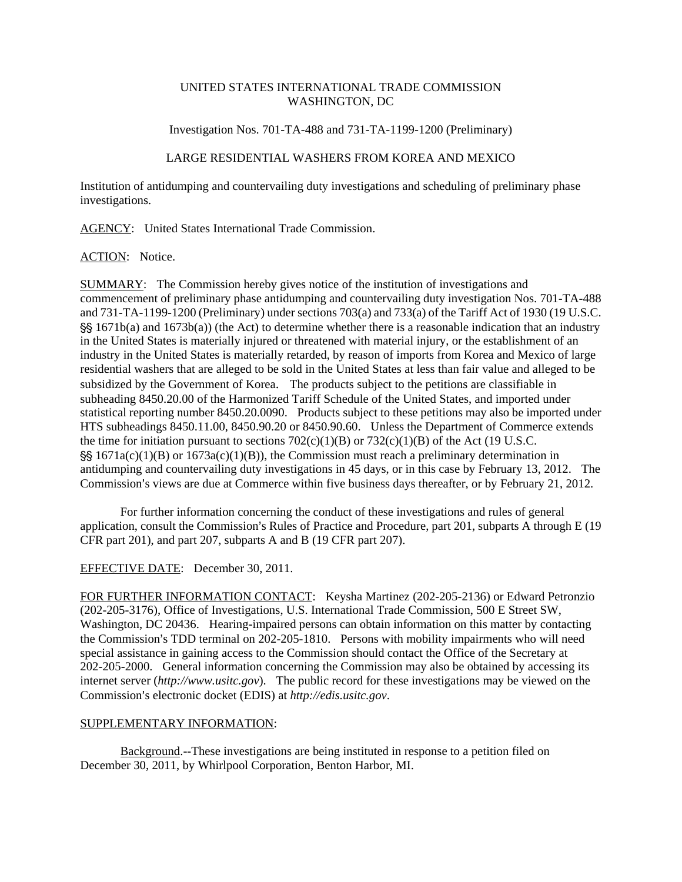UNITED STATES INTERNATIONAL TRADE COMMISSION
WASHINGTON, DC

Investigation Nos. 701-TA-488 and 731-TA-1199-1200 (Preliminary)

LARGE RESIDENTIAL WASHERS FROM KOREA AND MEXICO

Institution of antidumping and countervailing duty investigations and scheduling of preliminary phase investigations.

AGENCY: United States International Trade Commission.

ACTION: Notice.

SUMMARY: The Commission hereby gives notice of the institution of investigations and commencement of preliminary phase antidumping and countervailing duty investigation Nos. 701-TA-488 and 731-TA-1199-1200 (Preliminary) under sections 703(a) and 733(a) of the Tariff Act of 1930 (19 U.S.C. §§ 1671b(a) and 1673b(a)) (the Act) to determine whether there is a reasonable indication that an industry in the United States is materially injured or threatened with material injury, or the establishment of an industry in the United States is materially retarded, by reason of imports from Korea and Mexico of large residential washers that are alleged to be sold in the United States at less than fair value and alleged to be subsidized by the Government of Korea. The products subject to the petitions are classifiable in subheading 8450.20.00 of the Harmonized Tariff Schedule of the United States, and imported under statistical reporting number 8450.20.0090. Products subject to these petitions may also be imported under HTS subheadings 8450.11.00, 8450.90.20 or 8450.90.60. Unless the Department of Commerce extends the time for initiation pursuant to sections 702(c)(1)(B) or 732(c)(1)(B) of the Act (19 U.S.C. §§ 1671a(c)(1)(B) or 1673a(c)(1)(B)), the Commission must reach a preliminary determination in antidumping and countervailing duty investigations in 45 days, or in this case by February 13, 2012. The Commission's views are due at Commerce within five business days thereafter, or by February 21, 2012.

For further information concerning the conduct of these investigations and rules of general application, consult the Commission's Rules of Practice and Procedure, part 201, subparts A through E (19 CFR part 201), and part 207, subparts A and B (19 CFR part 207).

EFFECTIVE DATE: December 30, 2011.

FOR FURTHER INFORMATION CONTACT: Keysha Martinez (202-205-2136) or Edward Petronzio (202-205-3176), Office of Investigations, U.S. International Trade Commission, 500 E Street SW, Washington, DC 20436. Hearing-impaired persons can obtain information on this matter by contacting the Commission's TDD terminal on 202-205-1810. Persons with mobility impairments who will need special assistance in gaining access to the Commission should contact the Office of the Secretary at 202-205-2000. General information concerning the Commission may also be obtained by accessing its internet server (*http://www.usitc.gov*). The public record for these investigations may be viewed on the Commission's electronic docket (EDIS) at *http://edis.usitc.gov*.

SUPPLEMENTARY INFORMATION:

Background.--These investigations are being instituted in response to a petition filed on December 30, 2011, by Whirlpool Corporation, Benton Harbor, MI.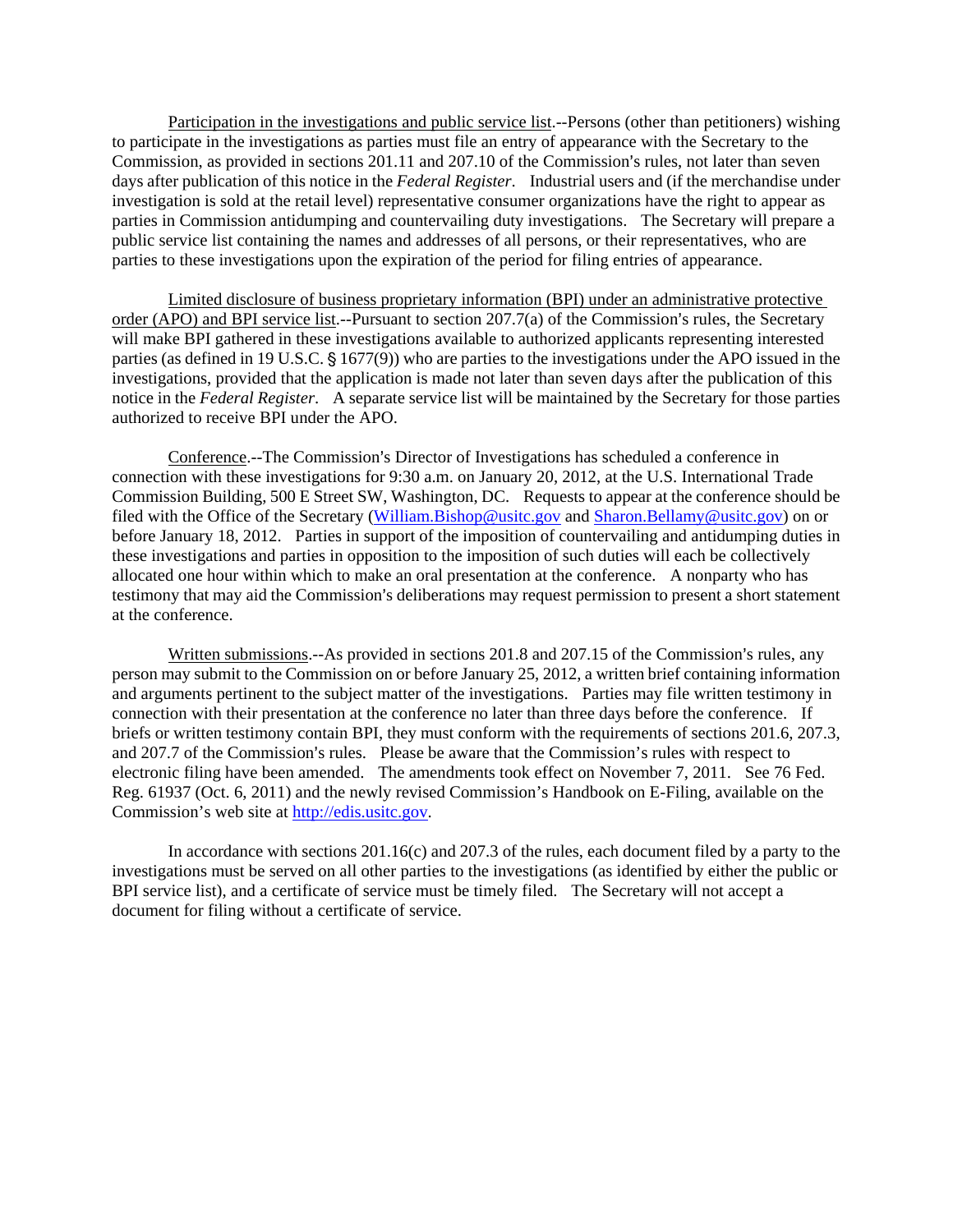Participation in the investigations and public service list.--Persons (other than petitioners) wishing to participate in the investigations as parties must file an entry of appearance with the Secretary to the Commission, as provided in sections 201.11 and 207.10 of the Commission's rules, not later than seven days after publication of this notice in the *Federal Register*. Industrial users and (if the merchandise under investigation is sold at the retail level) representative consumer organizations have the right to appear as parties in Commission antidumping and countervailing duty investigations. The Secretary will prepare a public service list containing the names and addresses of all persons, or their representatives, who are parties to these investigations upon the expiration of the period for filing entries of appearance.

Limited disclosure of business proprietary information (BPI) under an administrative protective order (APO) and BPI service list.--Pursuant to section 207.7(a) of the Commission's rules, the Secretary will make BPI gathered in these investigations available to authorized applicants representing interested parties (as defined in 19 U.S.C. § 1677(9)) who are parties to the investigations under the APO issued in the investigations, provided that the application is made not later than seven days after the publication of this notice in the *Federal Register*. A separate service list will be maintained by the Secretary for those parties authorized to receive BPI under the APO.

Conference.--The Commission's Director of Investigations has scheduled a conference in connection with these investigations for 9:30 a.m. on January 20, 2012, at the U.S. International Trade Commission Building, 500 E Street SW, Washington, DC. Requests to appear at the conference should be filed with the Office of the Secretary (William.Bishop@usitc.gov and Sharon.Bellamy@usitc.gov) on or before January 18, 2012. Parties in support of the imposition of countervailing and antidumping duties in these investigations and parties in opposition to the imposition of such duties will each be collectively allocated one hour within which to make an oral presentation at the conference. A nonparty who has testimony that may aid the Commission's deliberations may request permission to present a short statement at the conference.

Written submissions.--As provided in sections 201.8 and 207.15 of the Commission's rules, any person may submit to the Commission on or before January 25, 2012, a written brief containing information and arguments pertinent to the subject matter of the investigations. Parties may file written testimony in connection with their presentation at the conference no later than three days before the conference. If briefs or written testimony contain BPI, they must conform with the requirements of sections 201.6, 207.3, and 207.7 of the Commission's rules. Please be aware that the Commission's rules with respect to electronic filing have been amended. The amendments took effect on November 7, 2011. See 76 Fed. Reg. 61937 (Oct. 6, 2011) and the newly revised Commission's Handbook on E-Filing, available on the Commission's web site at http://edis.usitc.gov.

In accordance with sections 201.16(c) and 207.3 of the rules, each document filed by a party to the investigations must be served on all other parties to the investigations (as identified by either the public or BPI service list), and a certificate of service must be timely filed. The Secretary will not accept a document for filing without a certificate of service.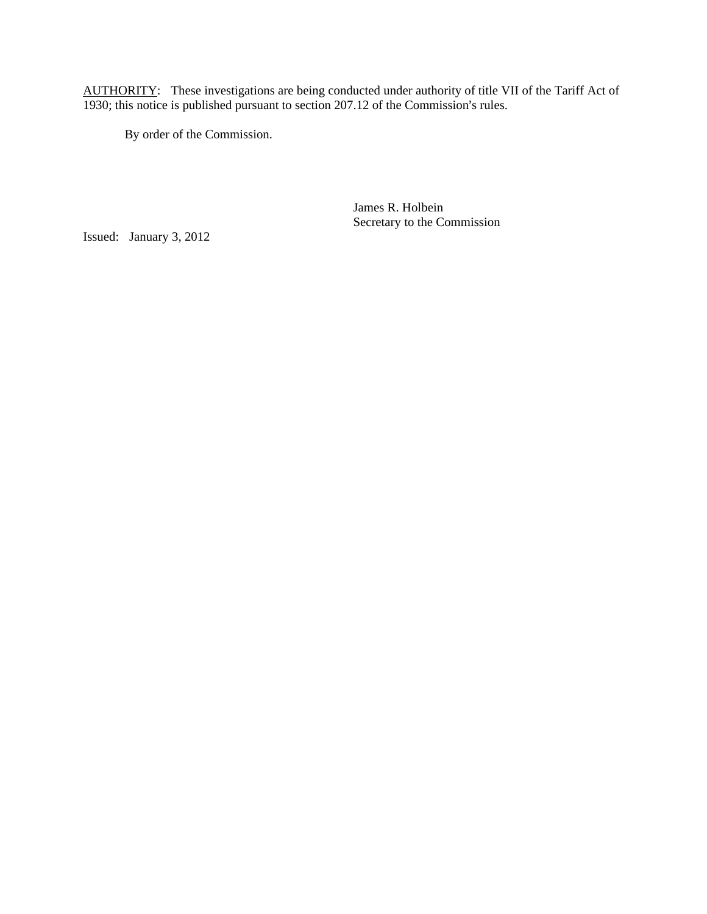<u>AUTHORITY</u>: These investigations are being conducted under authority of title VII of the Tariff Act of 1930; this notice is published pursuant to section 207.12 of the Commission's rules.

By order of the Commission.

James R. Holbein
Secretary to the Commission

Issued: January 3, 2012